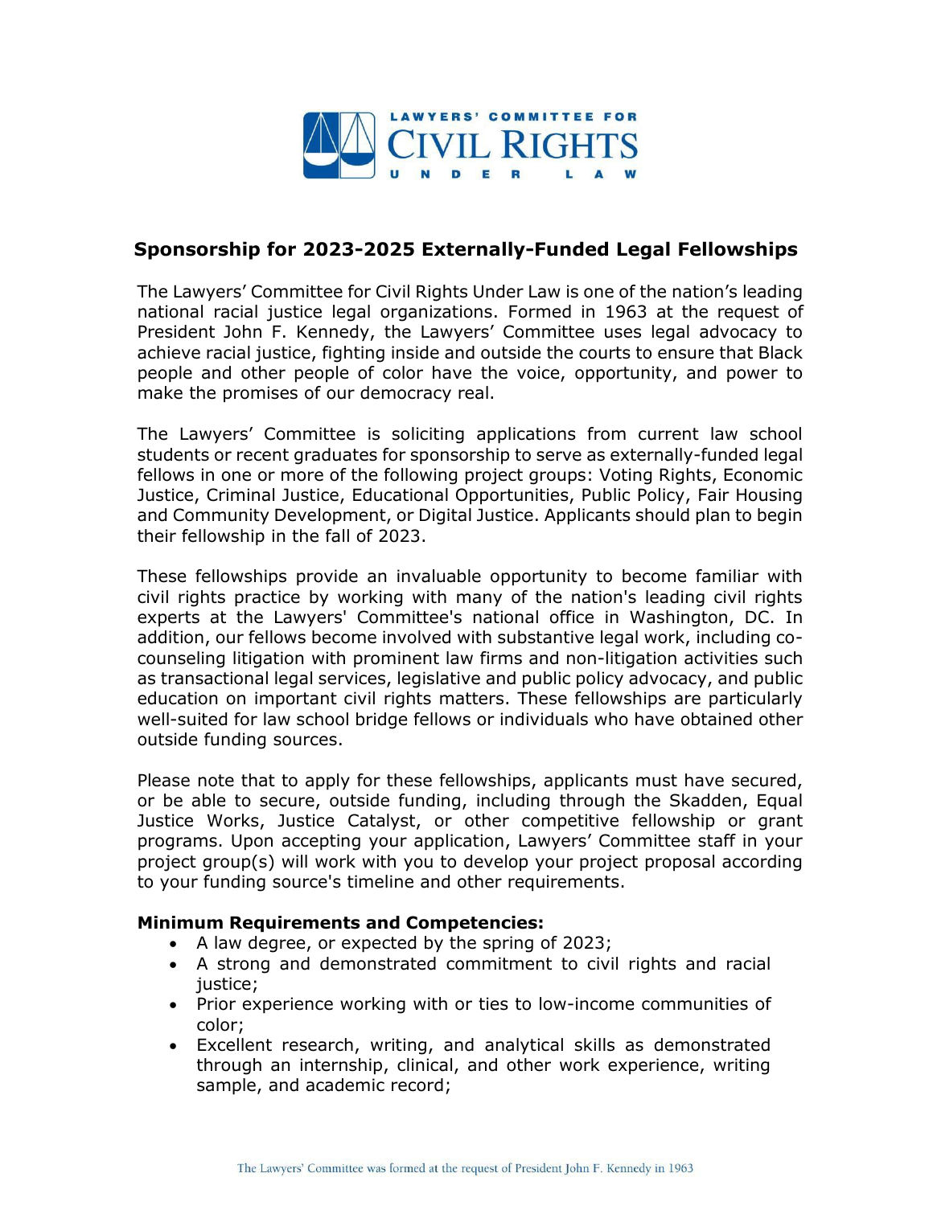LAWYERS' COMMITTEE FOR CIVIL RIGHTS UNDER LAW

## Sponsorship for 2023-2025 Externally-Funded Legal Fellowships

The Lawyers' Committee for Civil Rights Under Law is one of the nation's leading national racial justice legal organizations. Formed in 1963 at the request of President John F. Kennedy, the Lawyers' Committee uses legal advocacy to achieve racial justice, fighting inside and outside the courts to ensure that Black people and other people of color have the voice, opportunity, and power to make the promises of our democracy real.

The Lawyers' Committee is soliciting applications from current law school students or recent graduates for sponsorship to serve as externally-funded legal fellows in one or more of the following project groups: Voting Rights, Economic Justice, Criminal Justice, Educational Opportunities, Public Policy, Fair Housing and Community Development, or Digital Justice. Applicants should plan to begin their fellowship in the fall of 2023.

These fellowships provide an invaluable opportunity to become familiar with civil rights practice by working with many of the nation's leading civil rights experts at the Lawyers' Committee's national office in Washington, DC. In addition, our fellows become involved with substantive legal work, including co-counseling litigation with prominent law firms and non-litigation activities such as transactional legal services, legislative and public policy advocacy, and public education on important civil rights matters. These fellowships are particularly well-suited for law school bridge fellows or individuals who have obtained other outside funding sources.

Please note that to apply for these fellowships, applicants must have secured, or be able to secure, outside funding, including through the Skadden, Equal Justice Works, Justice Catalyst, or other competitive fellowship or grant programs. Upon accepting your application, Lawyers' Committee staff in your project group(s) will work with you to develop your project proposal according to your funding source's timeline and other requirements.

**Minimum Requirements and Competencies:**

- A law degree, or expected by the spring of 2023;
- A strong and demonstrated commitment to civil rights and racial justice;
- Prior experience working with or ties to low-income communities of color;
- Excellent research, writing, and analytical skills as demonstrated through an internship, clinical, and other work experience, writing sample, and academic record;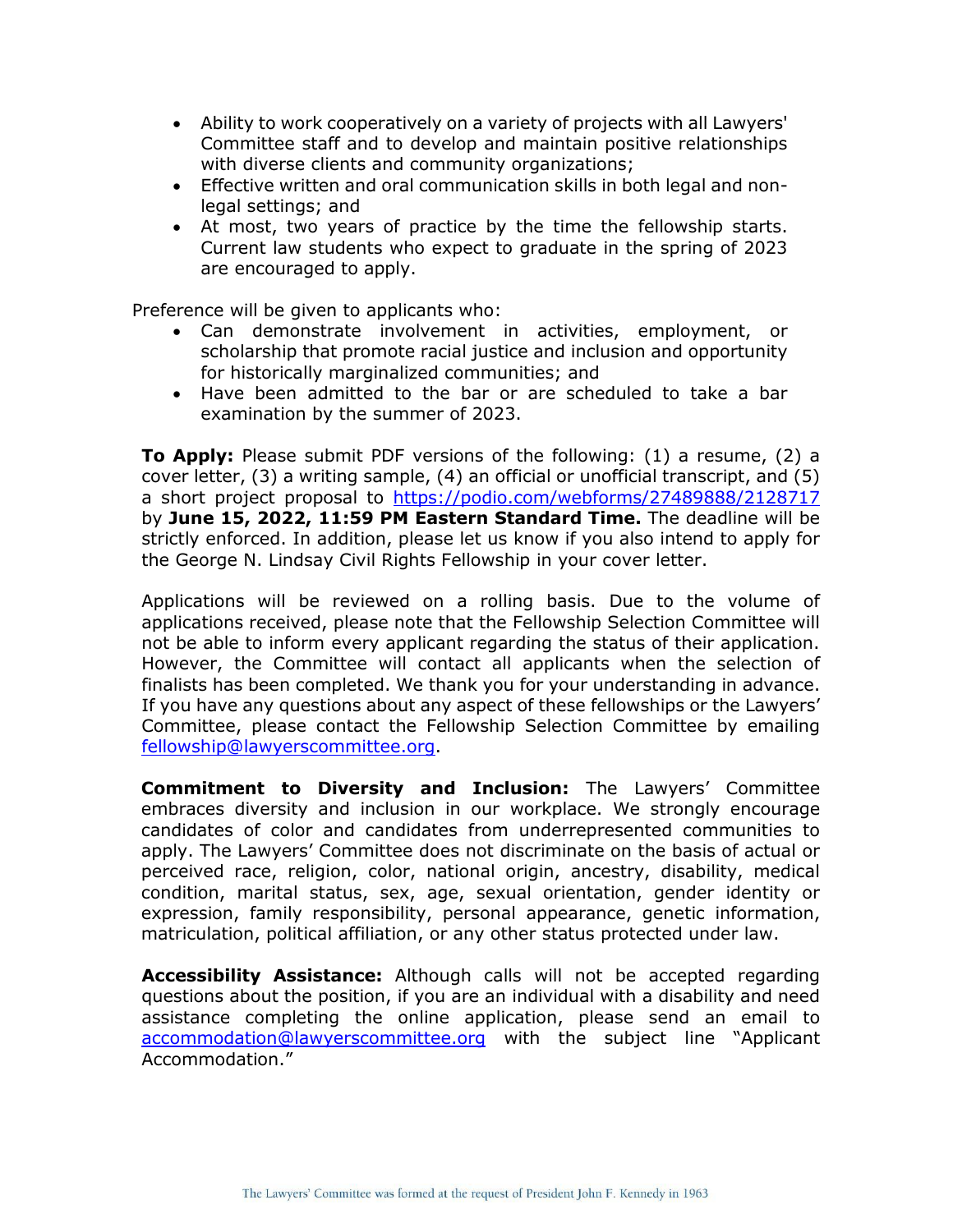- Ability to work cooperatively on a variety of projects with all Lawyers' Committee staff and to develop and maintain positive relationships with diverse clients and community organizations;
- Effective written and oral communication skills in both legal and non-legal settings; and
- At most, two years of practice by the time the fellowship starts. Current law students who expect to graduate in the spring of 2023 are encouraged to apply.

Preference will be given to applicants who:

- Can demonstrate involvement in activities, employment, or scholarship that promote racial justice and inclusion and opportunity for historically marginalized communities; and
- Have been admitted to the bar or are scheduled to take a bar examination by the summer of 2023.

**To Apply:** Please submit PDF versions of the following: (1) a resume, (2) a cover letter, (3) a writing sample, (4) an official or unofficial transcript, and (5) a short project proposal to https://podio.com/webforms/27489888/2128717 by **June 15, 2022, 11:59 PM Eastern Standard Time.** The deadline will be strictly enforced. In addition, please let us know if you also intend to apply for the George N. Lindsay Civil Rights Fellowship in your cover letter.

Applications will be reviewed on a rolling basis. Due to the volume of applications received, please note that the Fellowship Selection Committee will not be able to inform every applicant regarding the status of their application. However, the Committee will contact all applicants when the selection of finalists has been completed. We thank you for your understanding in advance. If you have any questions about any aspect of these fellowships or the Lawyers' Committee, please contact the Fellowship Selection Committee by emailing fellowship@lawyerscommittee.org.

**Commitment to Diversity and Inclusion:** The Lawyers' Committee embraces diversity and inclusion in our workplace. We strongly encourage candidates of color and candidates from underrepresented communities to apply. The Lawyers' Committee does not discriminate on the basis of actual or perceived race, religion, color, national origin, ancestry, disability, medical condition, marital status, sex, age, sexual orientation, gender identity or expression, family responsibility, personal appearance, genetic information, matriculation, political affiliation, or any other status protected under law.

**Accessibility Assistance:** Although calls will not be accepted regarding questions about the position, if you are an individual with a disability and need assistance completing the online application, please send an email to accommodation@lawyerscommittee.org with the subject line "Applicant Accommodation."